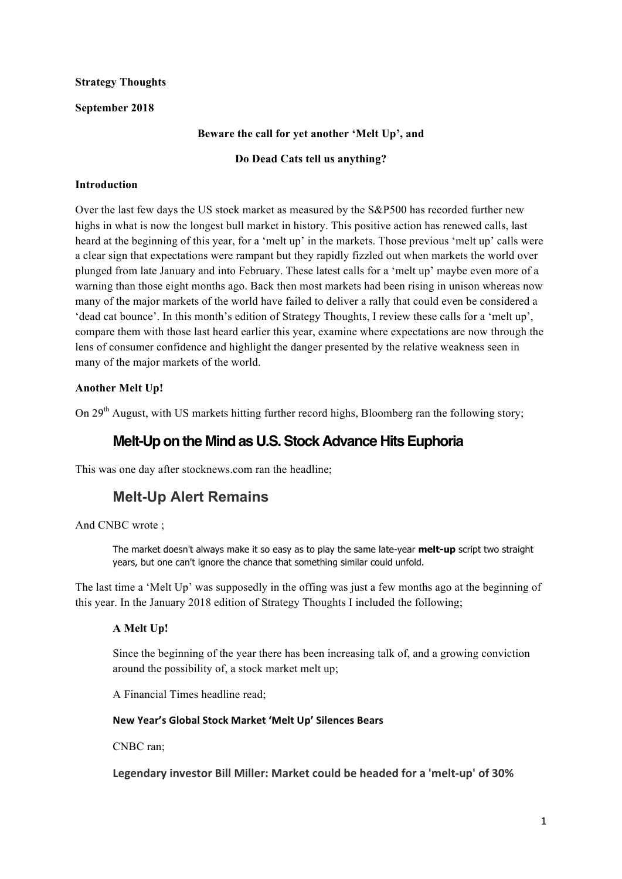**Strategy Thoughts**

**September 2018**

**Beware the call for yet another 'Melt Up', and**

**Do Dead Cats tell us anything?**

**Introduction**

Over the last few days the US stock market as measured by the S&P500 has recorded further new highs in what is now the longest bull market in history. This positive action has renewed calls, last heard at the beginning of this year, for a 'melt up' in the markets. Those previous 'melt up' calls were a clear sign that expectations were rampant but they rapidly fizzled out when markets the world over plunged from late January and into February. These latest calls for a 'melt up' maybe even more of a warning than those eight months ago. Back then most markets had been rising in unison whereas now many of the major markets of the world have failed to deliver a rally that could even be considered a 'dead cat bounce'. In this month's edition of Strategy Thoughts, I review these calls for a 'melt up', compare them with those last heard earlier this year, examine where expectations are now through the lens of consumer confidence and highlight the danger presented by the relative weakness seen in many of the major markets of the world.

**Another Melt Up!**

On 29th August, with US markets hitting further record highs, Bloomberg ran the following story;

## Melt-Up on the Mind as U.S. Stock Advance Hits Euphoria

This was one day after stocknews.com ran the headline;

## Melt-Up Alert Remains

And CNBC wrote ;

> The market doesn't always make it so easy as to play the same late-year **melt-up** script two straight years, but one can't ignore the chance that something similar could unfold.

The last time a 'Melt Up' was supposedly in the offing was just a few months ago at the beginning of this year. In the January 2018 edition of Strategy Thoughts I included the following;

> **A Melt Up!**
>
> Since the beginning of the year there has been increasing talk of, and a growing conviction around the possibility of, a stock market melt up;
>
> A Financial Times headline read;
>
> **New Year's Global Stock Market 'Melt Up' Silences Bears**
>
> CNBC ran;
>
> **Legendary investor Bill Miller: Market could be headed for a 'melt-up' of 30%**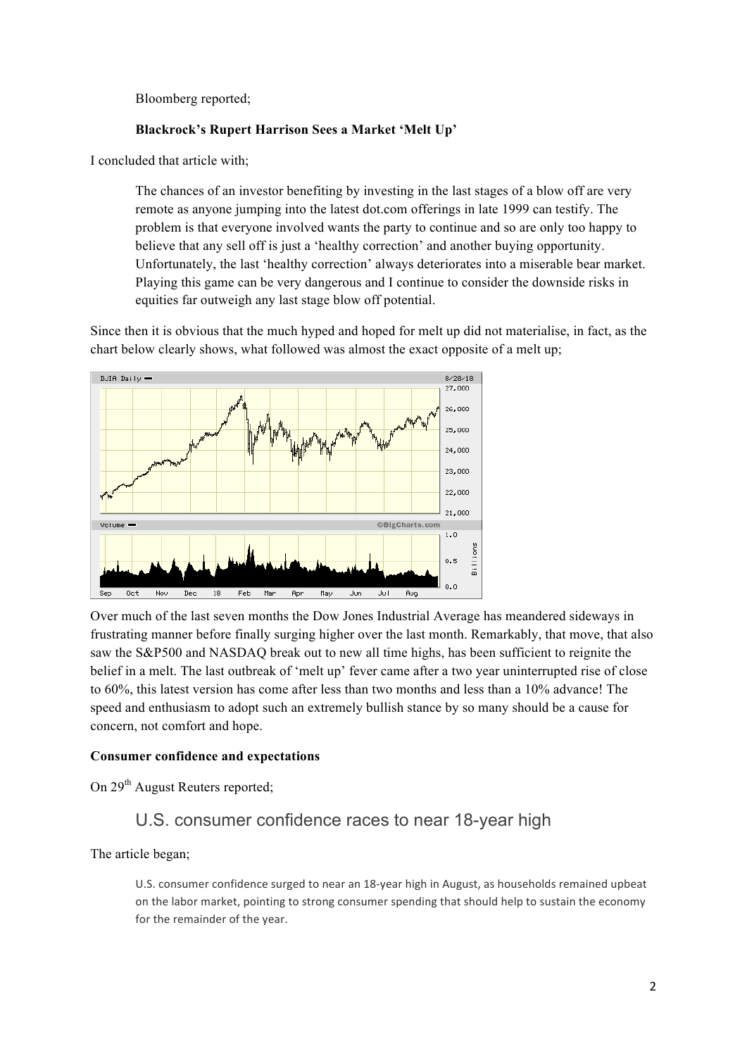Bloomberg reported;

**Blackrock's Rupert Harrison Sees a Market 'Melt Up'**

I concluded that article with;

> The chances of an investor benefiting by investing in the last stages of a blow off are very remote as anyone jumping into the latest dot.com offerings in late 1999 can testify. The problem is that everyone involved wants the party to continue and so are only too happy to believe that any sell off is just a 'healthy correction' and another buying opportunity. Unfortunately, the last 'healthy correction' always deteriorates into a miserable bear market. Playing this game can be very dangerous and I continue to consider the downside risks in equities far outweigh any last stage blow off potential.

Since then it is obvious that the much hyped and hoped for melt up did not materialise, in fact, as the chart below clearly shows, what followed was almost the exact opposite of a melt up;

Over much of the last seven months the Dow Jones Industrial Average has meandered sideways in frustrating manner before finally surging higher over the last month. Remarkably, that move, that also saw the S&P500 and NASDAQ break out to new all time highs, has been sufficient to reignite the belief in a melt. The last outbreak of 'melt up' fever came after a two year uninterrupted rise of close to 60%, this latest version has come after less than two months and less than a 10% advance! The speed and enthusiasm to adopt such an extremely bullish stance by so many should be a cause for concern, not comfort and hope.

**Consumer confidence and expectations**

On 29th August Reuters reported;

## U.S. consumer confidence races to near 18-year high

The article began;

> U.S. consumer confidence surged to near an 18-year high in August, as households remained upbeat on the labor market, pointing to strong consumer spending that should help to sustain the economy for the remainder of the year.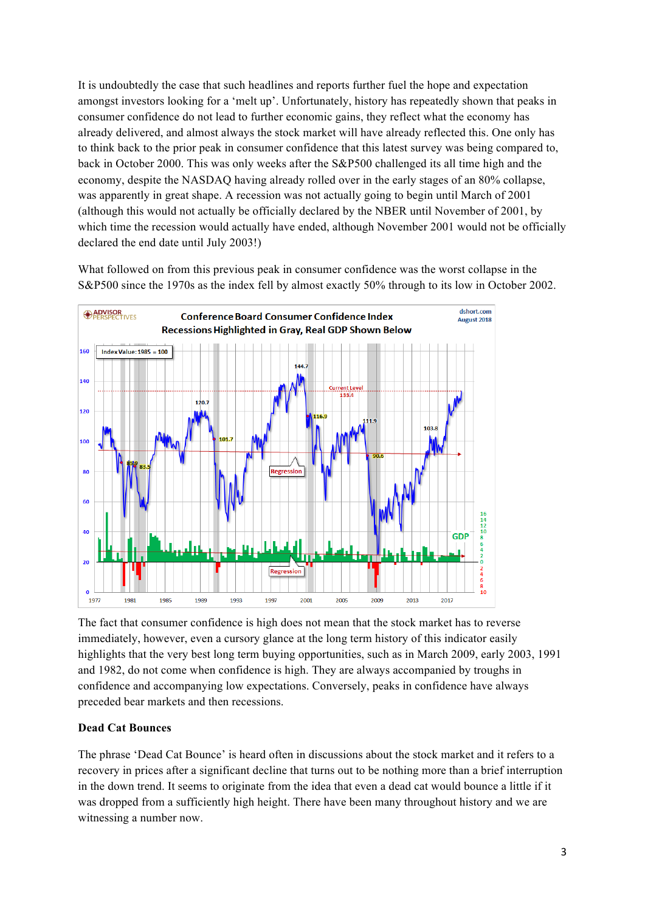It is undoubtedly the case that such headlines and reports further fuel the hope and expectation amongst investors looking for a 'melt up'. Unfortunately, history has repeatedly shown that peaks in consumer confidence do not lead to further economic gains, they reflect what the economy has already delivered, and almost always the stock market will have already reflected this. One only has to think back to the prior peak in consumer confidence that this latest survey was being compared to, back in October 2000. This was only weeks after the S&P500 challenged its all time high and the economy, despite the NASDAQ having already rolled over in the early stages of an 80% collapse, was apparently in great shape. A recession was not actually going to begin until March of 2001 (although this would not actually be officially declared by the NBER until November of 2001, by which time the recession would actually have ended, although November 2001 would not be officially declared the end date until July 2003!)

What followed on from this previous peak in consumer confidence was the worst collapse in the S&P500 since the 1970s as the index fell by almost exactly 50% through to its low in October 2002.

The fact that consumer confidence is high does not mean that the stock market has to reverse immediately, however, even a cursory glance at the long term history of this indicator easily highlights that the very best long term buying opportunities, such as in March 2009, early 2003, 1991 and 1982, do not come when confidence is high. They are always accompanied by troughs in confidence and accompanying low expectations. Conversely, peaks in confidence have always preceded bear markets and then recessions.

**Dead Cat Bounces**

The phrase 'Dead Cat Bounce' is heard often in discussions about the stock market and it refers to a recovery in prices after a significant decline that turns out to be nothing more than a brief interruption in the down trend. It seems to originate from the idea that even a dead cat would bounce a little if it was dropped from a sufficiently high height. There have been many throughout history and we are witnessing a number now.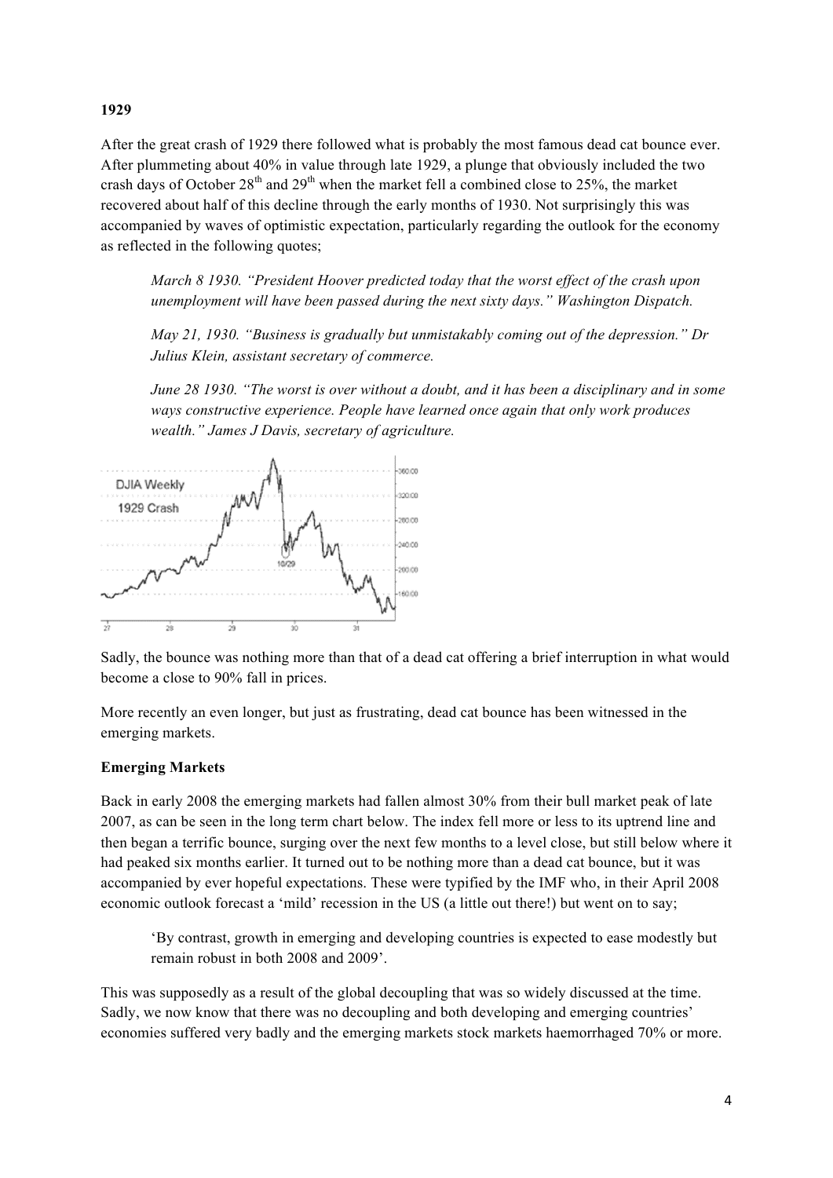**1929**

After the great crash of 1929 there followed what is probably the most famous dead cat bounce ever. After plummeting about 40% in value through late 1929, a plunge that obviously included the two crash days of October 28th and 29th when the market fell a combined close to 25%, the market recovered about half of this decline through the early months of 1930. Not surprisingly this was accompanied by waves of optimistic expectation, particularly regarding the outlook for the economy as reflected in the following quotes;

> *March 8 1930. "President Hoover predicted today that the worst effect of the crash upon unemployment will have been passed during the next sixty days." Washington Dispatch.*
>
> *May 21, 1930. "Business is gradually but unmistakably coming out of the depression." Dr Julius Klein, assistant secretary of commerce.*
>
> *June 28 1930. "The worst is over without a doubt, and it has been a disciplinary and in some ways constructive experience. People have learned once again that only work produces wealth." James J Davis, secretary of agriculture.*

Sadly, the bounce was nothing more than that of a dead cat offering a brief interruption in what would become a close to 90% fall in prices.

More recently an even longer, but just as frustrating, dead cat bounce has been witnessed in the emerging markets.

**Emerging Markets**

Back in early 2008 the emerging markets had fallen almost 30% from their bull market peak of late 2007, as can be seen in the long term chart below. The index fell more or less to its uptrend line and then began a terrific bounce, surging over the next few months to a level close, but still below where it had peaked six months earlier. It turned out to be nothing more than a dead cat bounce, but it was accompanied by ever hopeful expectations. These were typified by the IMF who, in their April 2008 economic outlook forecast a 'mild' recession in the US (a little out there!) but went on to say;

> 'By contrast, growth in emerging and developing countries is expected to ease modestly but remain robust in both 2008 and 2009'.

This was supposedly as a result of the global decoupling that was so widely discussed at the time. Sadly, we now know that there was no decoupling and both developing and emerging countries' economies suffered very badly and the emerging markets stock markets haemorrhaged 70% or more.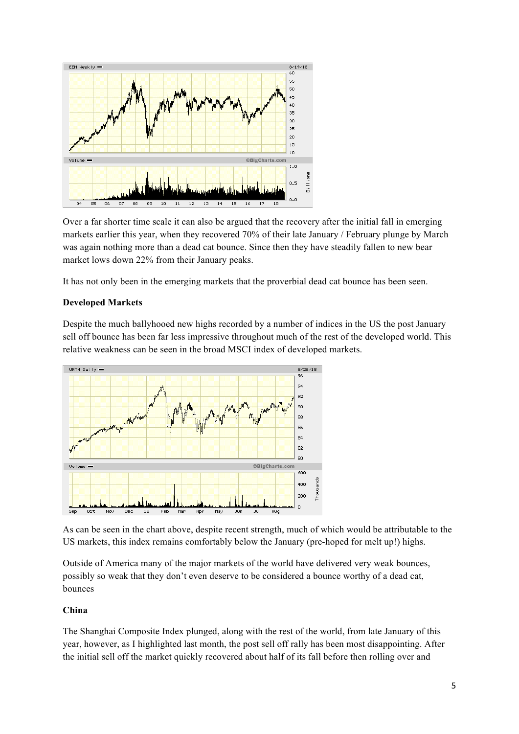Over a far shorter time scale it can also be argued that the recovery after the initial fall in emerging markets earlier this year, when they recovered 70% of their late January / February plunge by March was again nothing more than a dead cat bounce. Since then they have steadily fallen to new bear market lows down 22% from their January peaks.

It has not only been in the emerging markets that the proverbial dead cat bounce has been seen.

**Developed Markets**

Despite the much ballyhooed new highs recorded by a number of indices in the US the post January sell off bounce has been far less impressive throughout much of the rest of the developed world. This relative weakness can be seen in the broad MSCI index of developed markets.

As can be seen in the chart above, despite recent strength, much of which would be attributable to the US markets, this index remains comfortably below the January (pre-hoped for melt up!) highs.

Outside of America many of the major markets of the world have delivered very weak bounces, possibly so weak that they don't even deserve to be considered a bounce worthy of a dead cat, bounces

**China**

The Shanghai Composite Index plunged, along with the rest of the world, from late January of this year, however, as I highlighted last month, the post sell off rally has been most disappointing. After the initial sell off the market quickly recovered about half of its fall before then rolling over and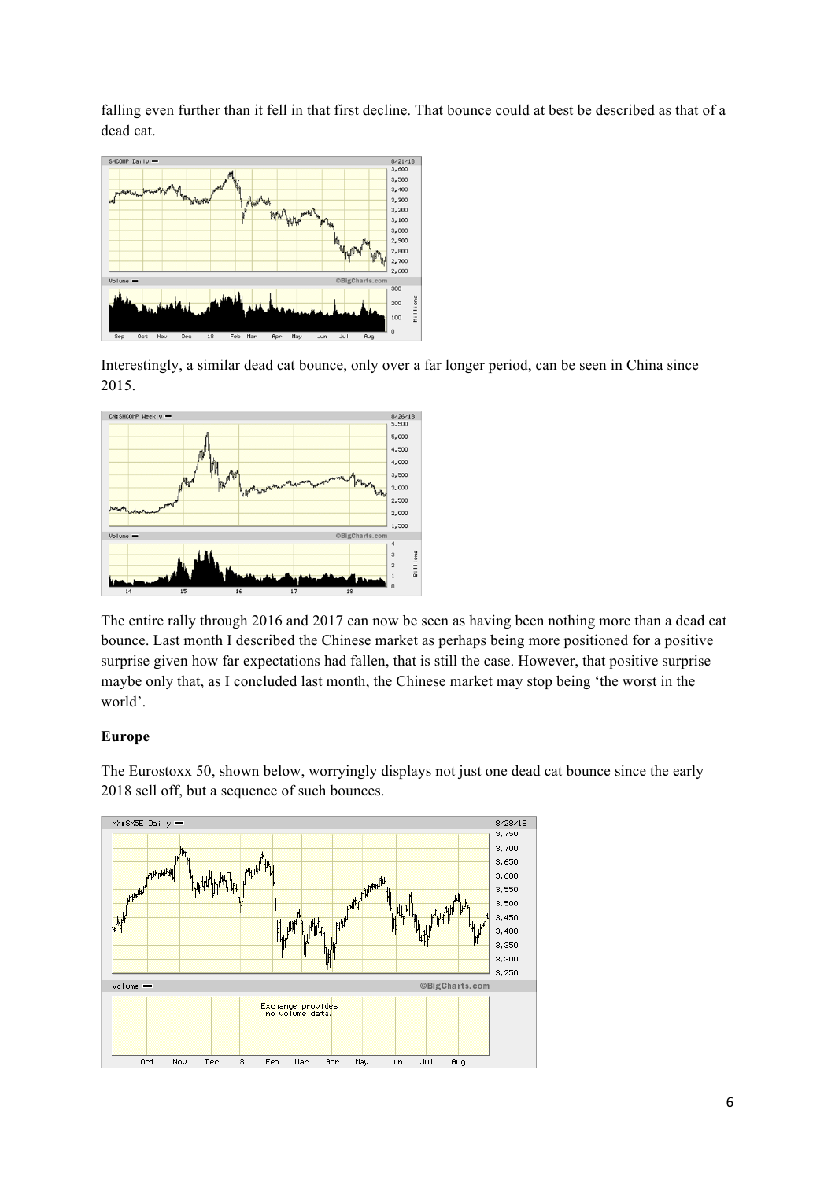falling even further than it fell in that first decline. That bounce could at best be described as that of a dead cat.

Interestingly, a similar dead cat bounce, only over a far longer period, can be seen in China since 2015.

The entire rally through 2016 and 2017 can now be seen as having been nothing more than a dead cat bounce. Last month I described the Chinese market as perhaps being more positioned for a positive surprise given how far expectations had fallen, that is still the case. However, that positive surprise maybe only that, as I concluded last month, the Chinese market may stop being 'the worst in the world'.

**Europe**

The Eurostoxx 50, shown below, worryingly displays not just one dead cat bounce since the early 2018 sell off, but a sequence of such bounces.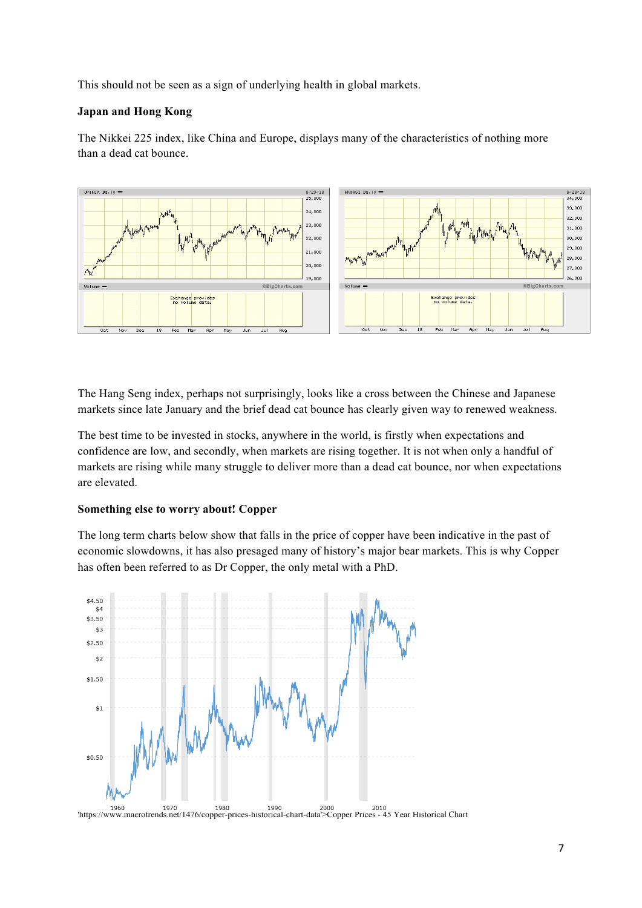This should not be seen as a sign of underlying health in global markets.

**Japan and Hong Kong**

The Nikkei 225 index, like China and Europe, displays many of the characteristics of nothing more than a dead cat bounce.

The Hang Seng index, perhaps not surprisingly, looks like a cross between the Chinese and Japanese markets since late January and the brief dead cat bounce has clearly given way to renewed weakness.

The best time to be invested in stocks, anywhere in the world, is firstly when expectations and confidence are low, and secondly, when markets are rising together. It is not when only a handful of markets are rising while many struggle to deliver more than a dead cat bounce, nor when expectations are elevated.

**Something else to worry about! Copper**

The long term charts below show that falls in the price of copper have been indicative in the past of economic slowdowns, it has also presaged many of history's major bear markets. This is why Copper has often been referred to as Dr Copper, the only metal with a PhD.

'https://www.macrotrends.net/1476/copper-prices-historical-chart-data'>Copper Prices - 45 Year Historical Chart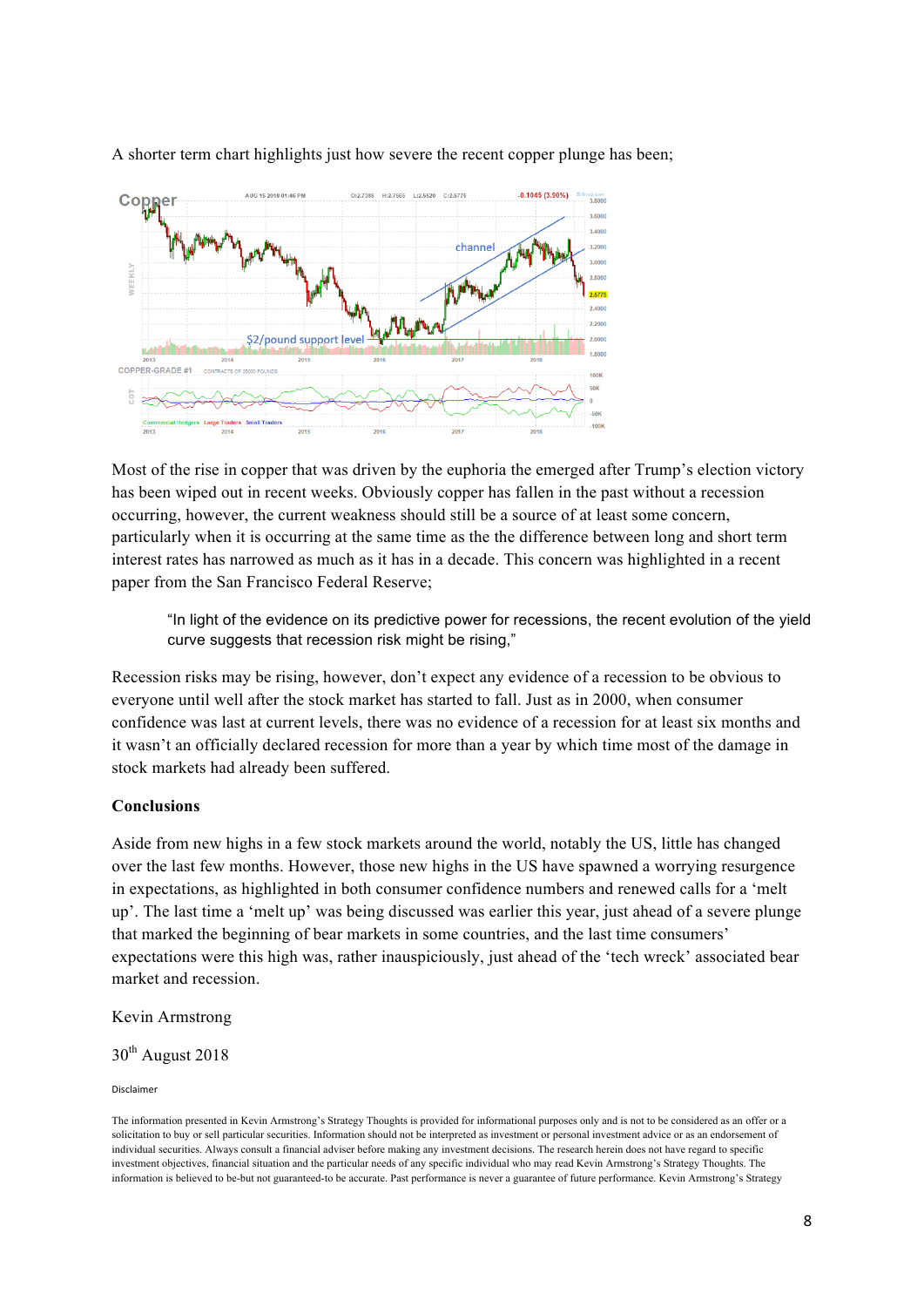A shorter term chart highlights just how severe the recent copper plunge has been;

Most of the rise in copper that was driven by the euphoria the emerged after Trump's election victory has been wiped out in recent weeks. Obviously copper has fallen in the past without a recession occurring, however, the current weakness should still be a source of at least some concern, particularly when it is occurring at the same time as the the difference between long and short term interest rates has narrowed as much as it has in a decade. This concern was highlighted in a recent paper from the San Francisco Federal Reserve;

> "In light of the evidence on its predictive power for recessions, the recent evolution of the yield curve suggests that recession risk might be rising,"

Recession risks may be rising, however, don't expect any evidence of a recession to be obvious to everyone until well after the stock market has started to fall. Just as in 2000, when consumer confidence was last at current levels, there was no evidence of a recession for at least six months and it wasn't an officially declared recession for more than a year by which time most of the damage in stock markets had already been suffered.

**Conclusions**

Aside from new highs in a few stock markets around the world, notably the US, little has changed over the last few months. However, those new highs in the US have spawned a worrying resurgence in expectations, as highlighted in both consumer confidence numbers and renewed calls for a 'melt up'. The last time a 'melt up' was being discussed was earlier this year, just ahead of a severe plunge that marked the beginning of bear markets in some countries, and the last time consumers' expectations were this high was, rather inauspiciously, just ahead of the 'tech wreck' associated bear market and recession.

Kevin Armstrong

30th August 2018

Disclaimer

The information presented in Kevin Armstrong's Strategy Thoughts is provided for informational purposes only and is not to be considered as an offer or a solicitation to buy or sell particular securities. Information should not be interpreted as investment or personal investment advice or as an endorsement of individual securities. Always consult a financial adviser before making any investment decisions. The research herein does not have regard to specific investment objectives, financial situation and the particular needs of any specific individual who may read Kevin Armstrong's Strategy Thoughts. The information is believed to be-but not guaranteed-to be accurate. Past performance is never a guarantee of future performance. Kevin Armstrong's Strategy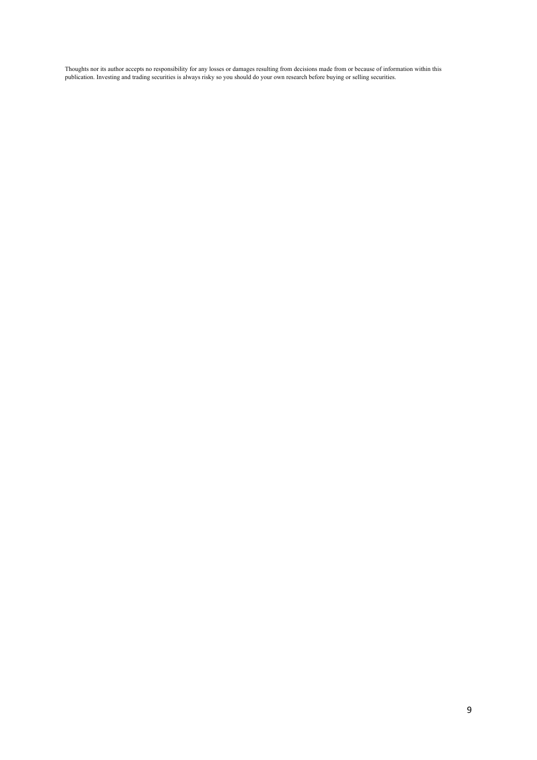Thoughts nor its author accepts no responsibility for any losses or damages resulting from decisions made from or because of information within this publication. Investing and trading securities is always risky so you should do your own research before buying or selling securities.